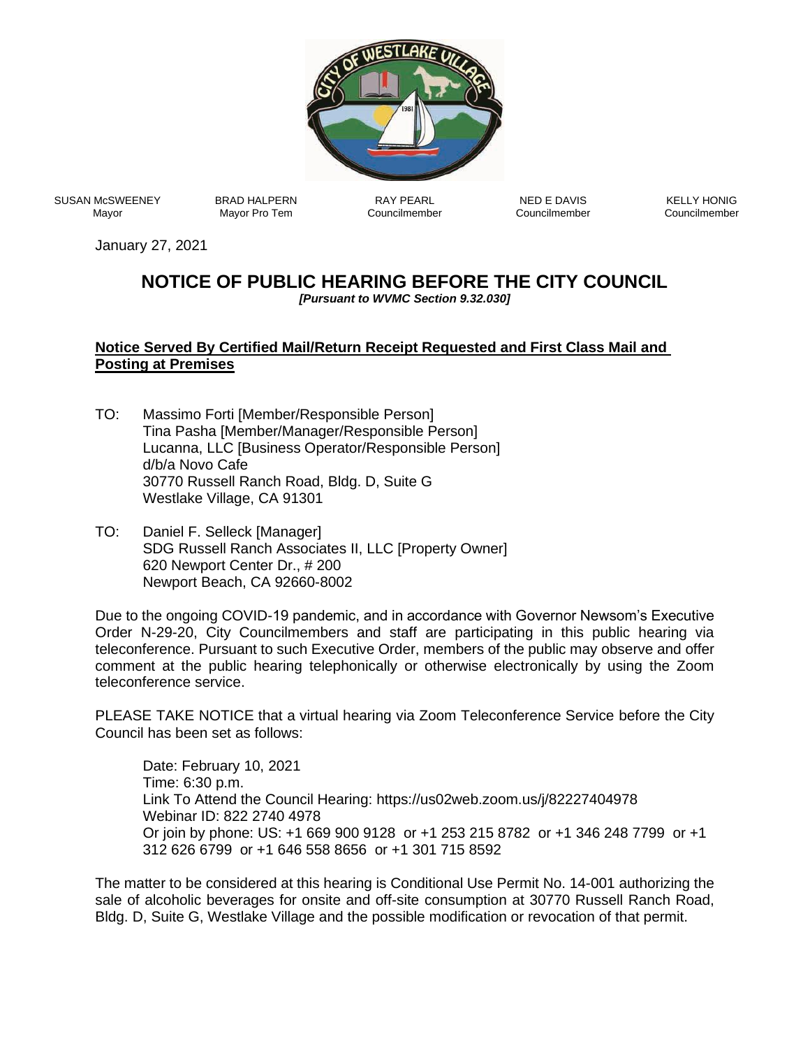| SUSAN McSWEENEY | BRAD HALPERN | RAY PEARL | NED E DAVIS | KELLY HONIG |
|---|---|---|---|---|
| Mayor | Mayor Pro Tem | Councilmember | Councilmember | Councilmember |

January 27, 2021

# NOTICE OF PUBLIC HEARING BEFORE THE CITY COUNCIL

***[Pursuant to WVMC Section 9.32.030]***

**Notice Served By Certified Mail/Return Receipt Requested and First Class Mail and Posting at Premises**

TO: Massimo Forti [Member/Responsible Person]
Tina Pasha [Member/Manager/Responsible Person]
Lucanna, LLC [Business Operator/Responsible Person]
d/b/a Novo Cafe
30770 Russell Ranch Road, Bldg. D, Suite G
Westlake Village, CA 91301

TO: Daniel F. Selleck [Manager]
SDG Russell Ranch Associates II, LLC [Property Owner]
620 Newport Center Dr., # 200
Newport Beach, CA 92660-8002

Due to the ongoing COVID-19 pandemic, and in accordance with Governor Newsom's Executive Order N-29-20, City Councilmembers and staff are participating in this public hearing via teleconference. Pursuant to such Executive Order, members of the public may observe and offer comment at the public hearing telephonically or otherwise electronically by using the Zoom teleconference service.

PLEASE TAKE NOTICE that a virtual hearing via Zoom Teleconference Service before the City Council has been set as follows:

Date: February 10, 2021
Time: 6:30 p.m.
Link To Attend the Council Hearing: https://us02web.zoom.us/j/82227404978
Webinar ID: 822 2740 4978
Or join by phone: US: +1 669 900 9128 or +1 253 215 8782 or +1 346 248 7799 or +1 312 626 6799 or +1 646 558 8656 or +1 301 715 8592

The matter to be considered at this hearing is Conditional Use Permit No. 14-001 authorizing the sale of alcoholic beverages for onsite and off-site consumption at 30770 Russell Ranch Road, Bldg. D, Suite G, Westlake Village and the possible modification or revocation of that permit.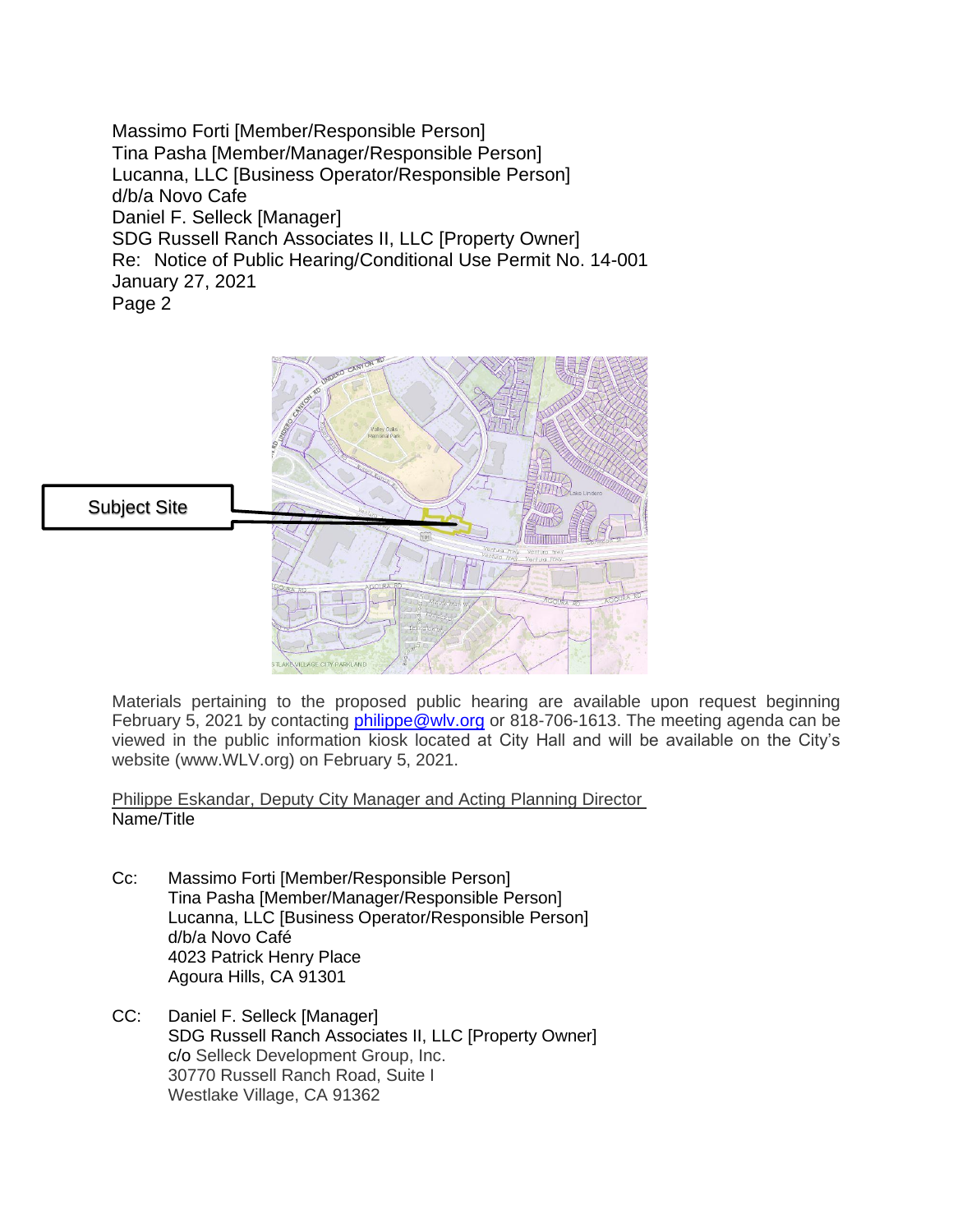Materials pertaining to the proposed public hearing are available upon request beginning February 5, 2021 by contacting philippe@wlv.org or 818-706-1613. The meeting agenda can be viewed in the public information kiosk located at City Hall and will be available on the City's website (www.WLV.org) on February 5, 2021.

Philippe Eskandar, Deputy City Manager and Acting Planning Director
Name/Title

Cc: Massimo Forti [Member/Responsible Person]
Tina Pasha [Member/Manager/Responsible Person]
Lucanna, LLC [Business Operator/Responsible Person]
d/b/a Novo Café
4023 Patrick Henry Place
Agoura Hills, CA 91301

CC: Daniel F. Selleck [Manager]
SDG Russell Ranch Associates II, LLC [Property Owner]
c/o Selleck Development Group, Inc.
30770 Russell Ranch Road, Suite I
Westlake Village, CA 91362